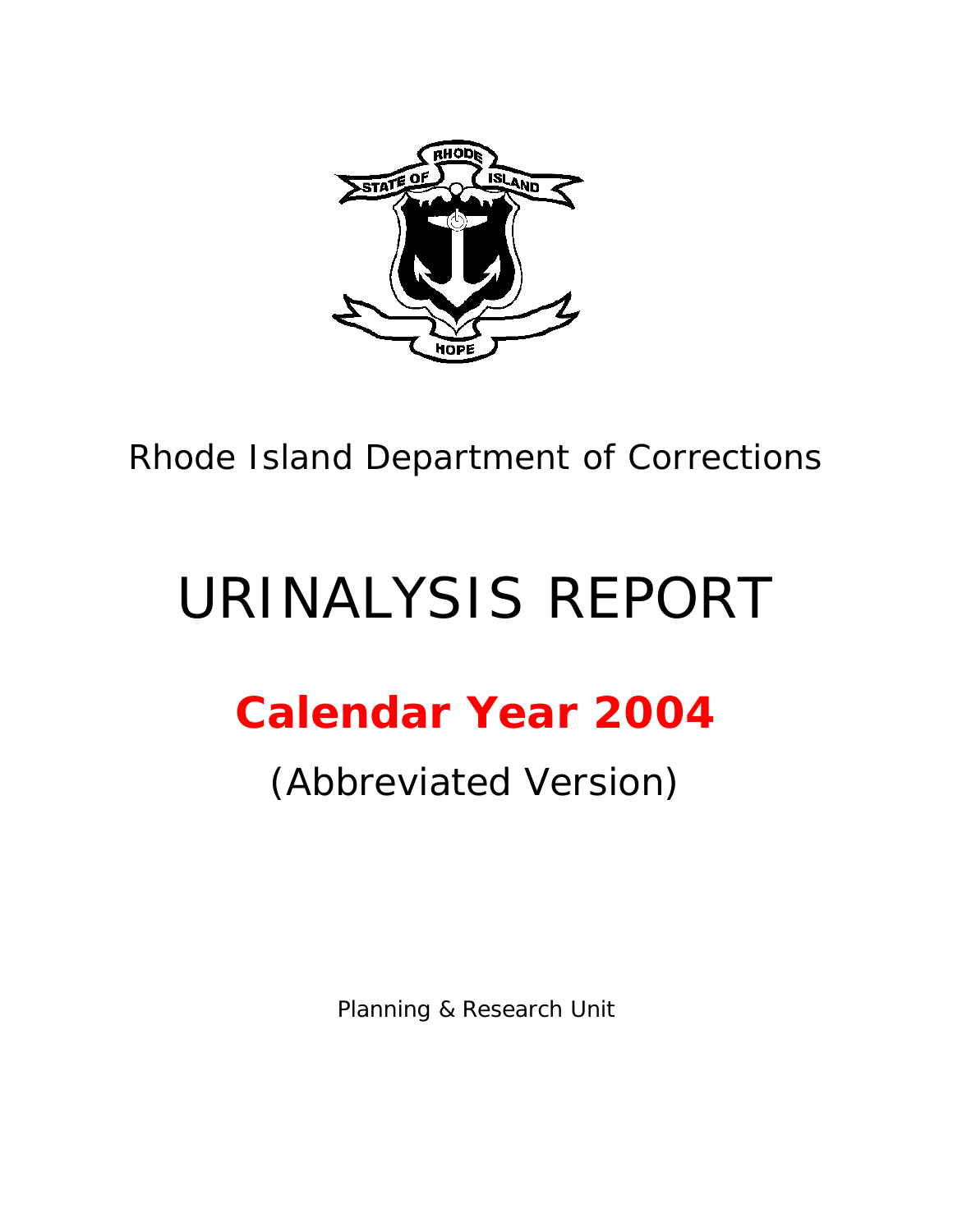Rhode Island Department of Corrections

# URINALYSIS REPORT

## Calendar Year 2004

(Abbreviated Version)

Planning & Research Unit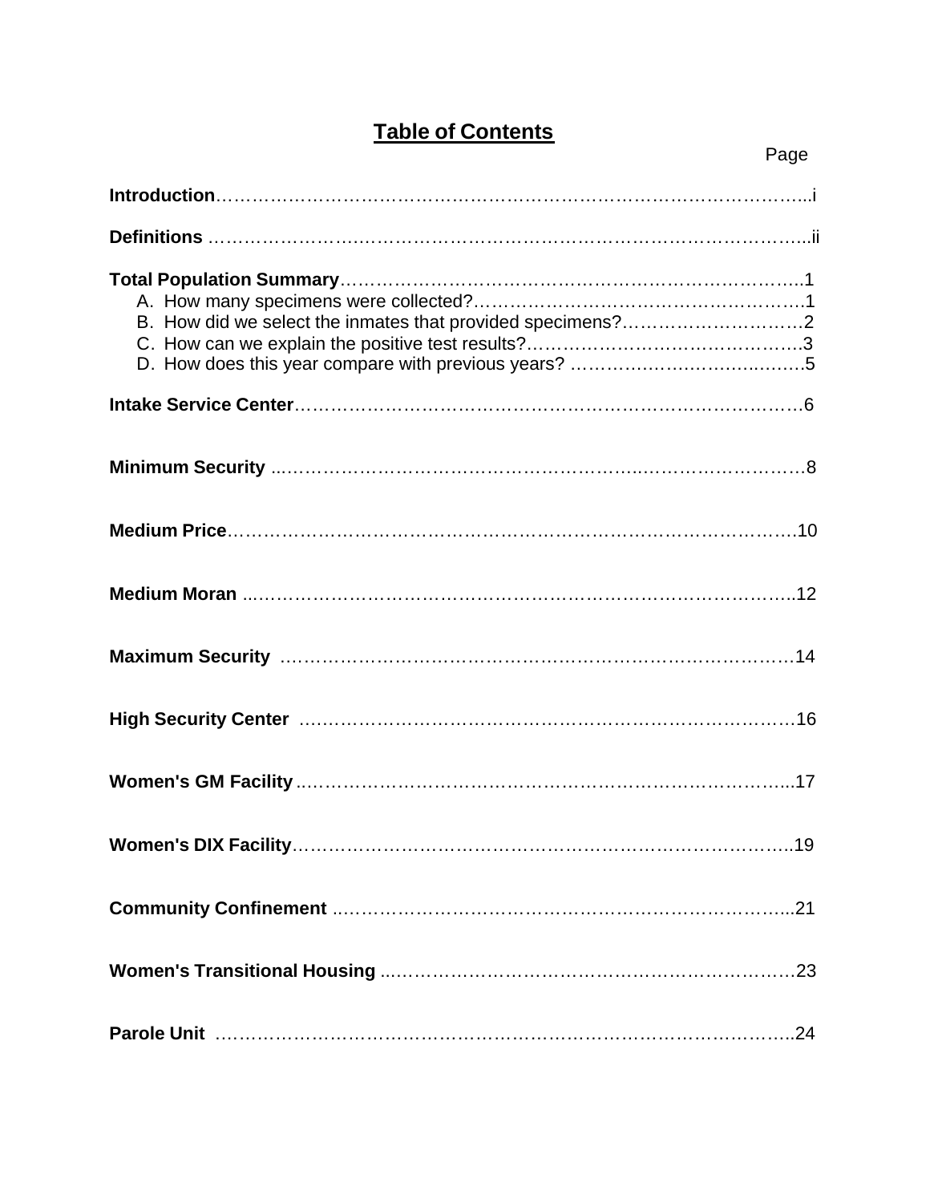# Table of Contents

| | Page |
|---|---|
| **Introduction** | i |
| **Definitions** | ii |
| **Total Population Summary** | 1 |
| A. How many specimens were collected? | 1 |
| B. How did we select the inmates that provided specimens? | 2 |
| C. How can we explain the positive test results? | 3 |
| D. How does this year compare with previous years? | 5 |
| **Intake Service Center** | 6 |
| **Minimum Security** | 8 |
| **Medium Price** | 10 |
| **Medium Moran** | 12 |
| **Maximum Security** | 14 |
| **High Security Center** | 16 |
| **Women's GM Facility** | 17 |
| **Women's DIX Facility** | 19 |
| **Community Confinement** | 21 |
| **Women's Transitional Housing** | 23 |
| **Parole Unit** | 24 |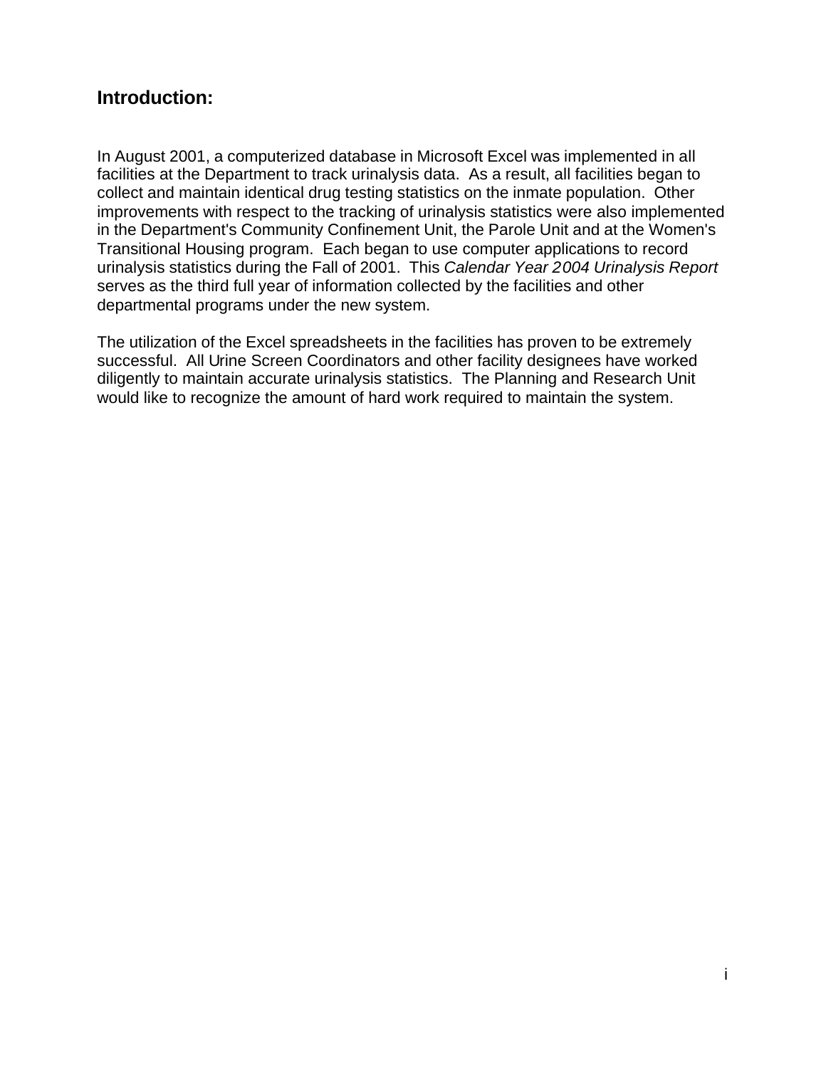## Introduction:

In August 2001, a computerized database in Microsoft Excel was implemented in all facilities at the Department to track urinalysis data. As a result, all facilities began to collect and maintain identical drug testing statistics on the inmate population. Other improvements with respect to the tracking of urinalysis statistics were also implemented in the Department's Community Confinement Unit, the Parole Unit and at the Women's Transitional Housing program. Each began to use computer applications to record urinalysis statistics during the Fall of 2001. This *Calendar Year 2004 Urinalysis Report* serves as the third full year of information collected by the facilities and other departmental programs under the new system.

The utilization of the Excel spreadsheets in the facilities has proven to be extremely successful. All Urine Screen Coordinators and other facility designees have worked diligently to maintain accurate urinalysis statistics. The Planning and Research Unit would like to recognize the amount of hard work required to maintain the system.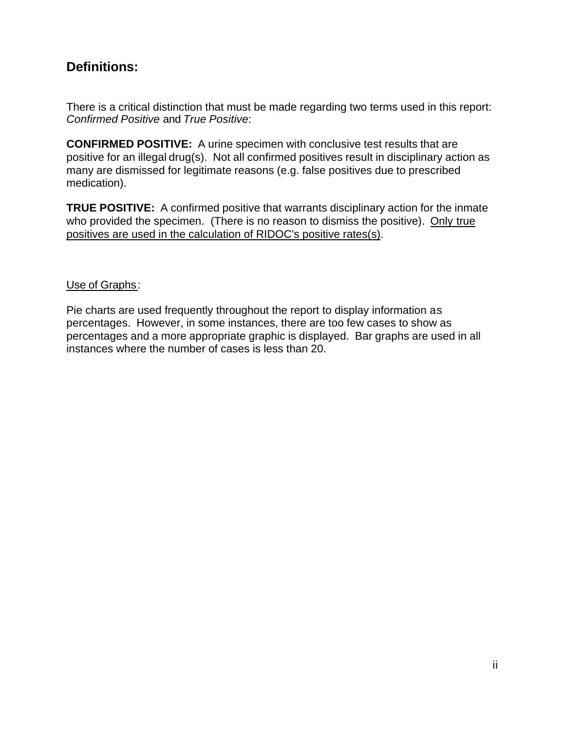## Definitions:

There is a critical distinction that must be made regarding two terms used in this report: *Confirmed Positive* and *True Positive*:

**CONFIRMED POSITIVE:** A urine specimen with conclusive test results that are positive for an illegal drug(s). Not all confirmed positives result in disciplinary action as many are dismissed for legitimate reasons (e.g. false positives due to prescribed medication).

**TRUE POSITIVE:** A confirmed positive that warrants disciplinary action for the inmate who provided the specimen. (There is no reason to dismiss the positive). <u>Only true positives are used in the calculation of RIDOC's positive rates(s)</u>.

<u>Use of Graphs</u>:

Pie charts are used frequently throughout the report to display information as percentages. However, in some instances, there are too few cases to show as percentages and a more appropriate graphic is displayed. Bar graphs are used in all instances where the number of cases is less than 20.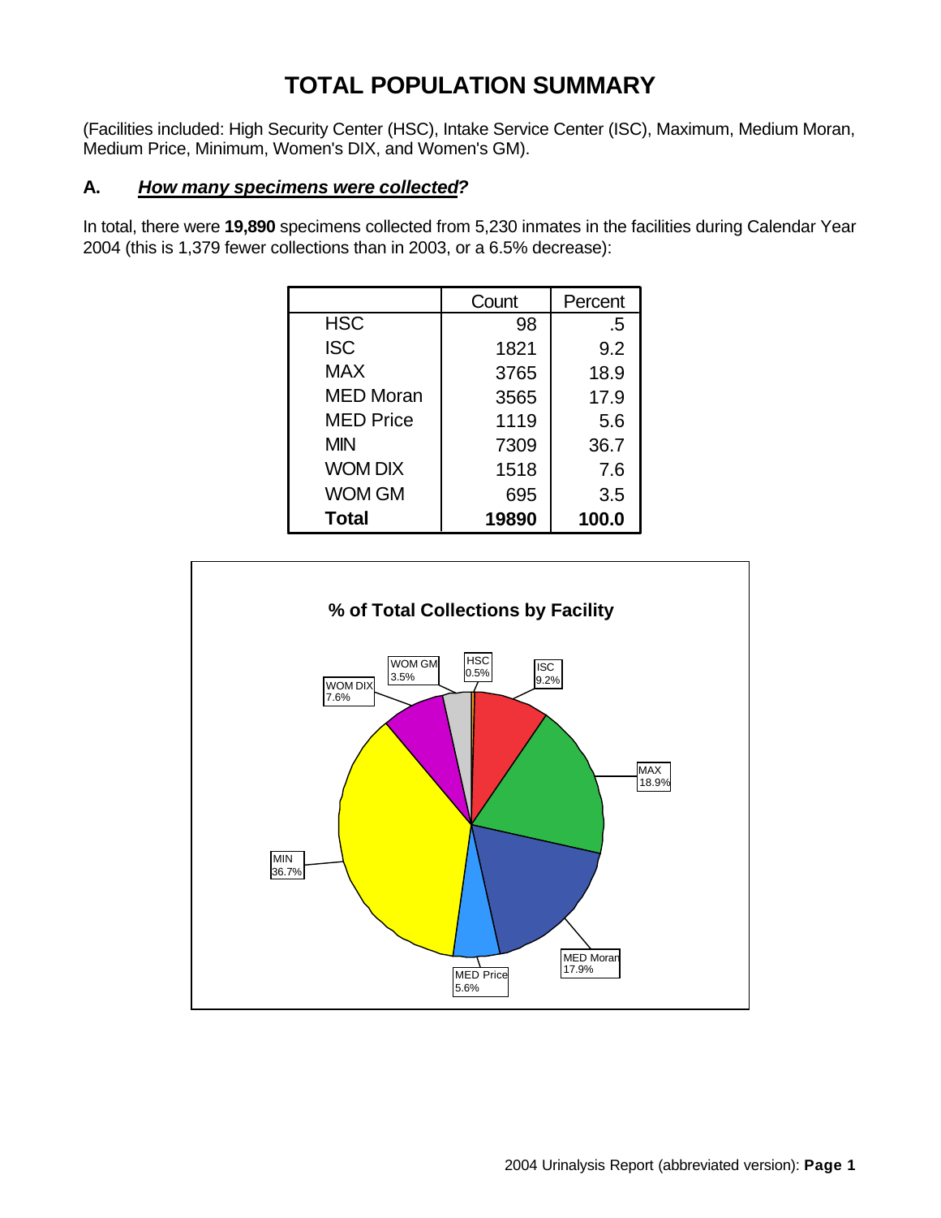# TOTAL POPULATION SUMMARY

(Facilities included: High Security Center (HSC), Intake Service Center (ISC), Maximum, Medium Moran, Medium Price, Minimum, Women's DIX, and Women's GM).

## A. ***How many specimens were collected?***

In total, there were **19,890** specimens collected from 5,230 inmates in the facilities during Calendar Year 2004 (this is 1,379 fewer collections than in 2003, or a 6.5% decrease):

| | Count | Percent |
|---|---|---|
| HSC | 98 | .5 |
| ISC | 1821 | 9.2 |
| MAX | 3765 | 18.9 |
| MED Moran | 3565 | 17.9 |
| MED Price | 1119 | 5.6 |
| MIN | 7309 | 36.7 |
| WOM DIX | 1518 | 7.6 |
| WOM GM | 695 | 3.5 |
| **Total** | **19890** | **100.0** |

**% of Total Collections by Facility**

| Facility | % |
|---|---|
| HSC | 0.5% |
| ISC | 9.2% |
| MAX | 18.9% |
| MED Moran | 17.9% |
| MED Price | 5.6% |
| MIN | 36.7% |
| WOM DIX | 7.6% |
| WOM GM | 3.5% |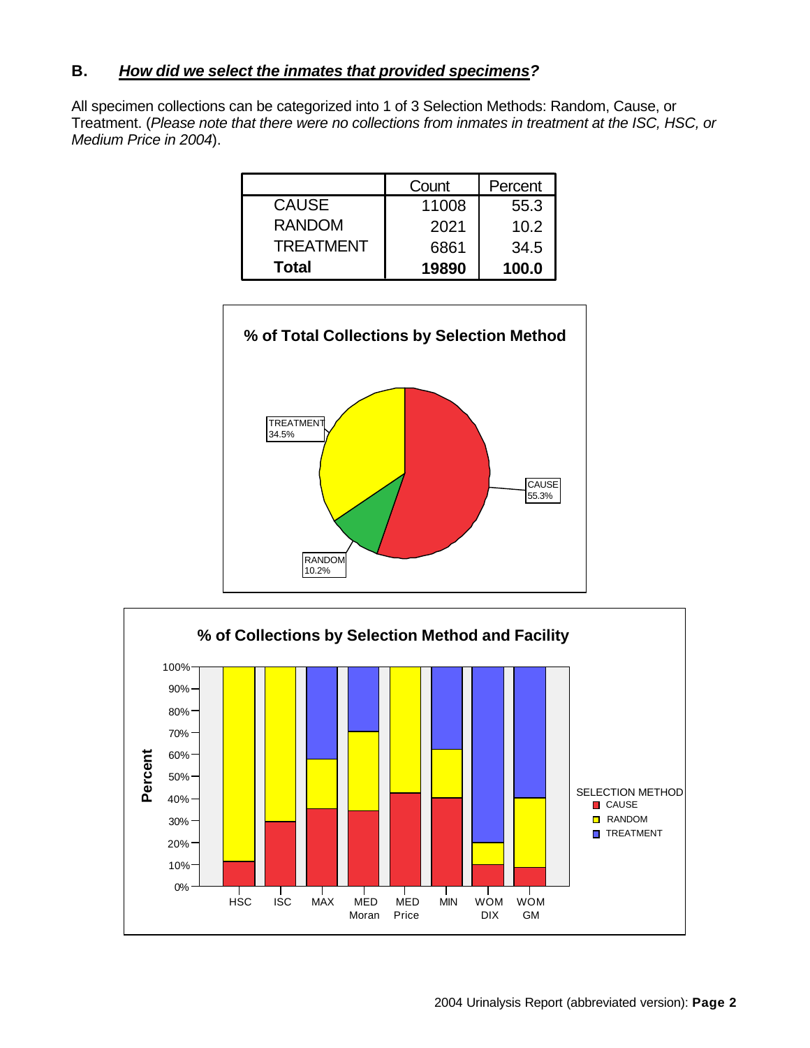## B. *How did we select the inmates that provided specimens?*

All specimen collections can be categorized into 1 of 3 Selection Methods: Random, Cause, or Treatment. (*Please note that there were no collections from inmates in treatment at the ISC, HSC, or Medium Price in 2004*).

| | Count | Percent |
|---|---|---|
| CAUSE | 11008 | 55.3 |
| RANDOM | 2021 | 10.2 |
| TREATMENT | 6861 | 34.5 |
| **Total** | **19890** | **100.0** |

**% of Total Collections by Selection Method**

TREATMENT 34.5%

CAUSE 55.3%

RANDOM 10.2%

**% of Collections by Selection Method and Facility**

Percent

100%
90%
80%
70%
60%
50%
40%
30%
20%
10%
0%

HSC ISC MAX MED Moran MED Price MIN WOM DIX WOM GM

SELECTION METHOD
CAUSE
RANDOM
TREATMENT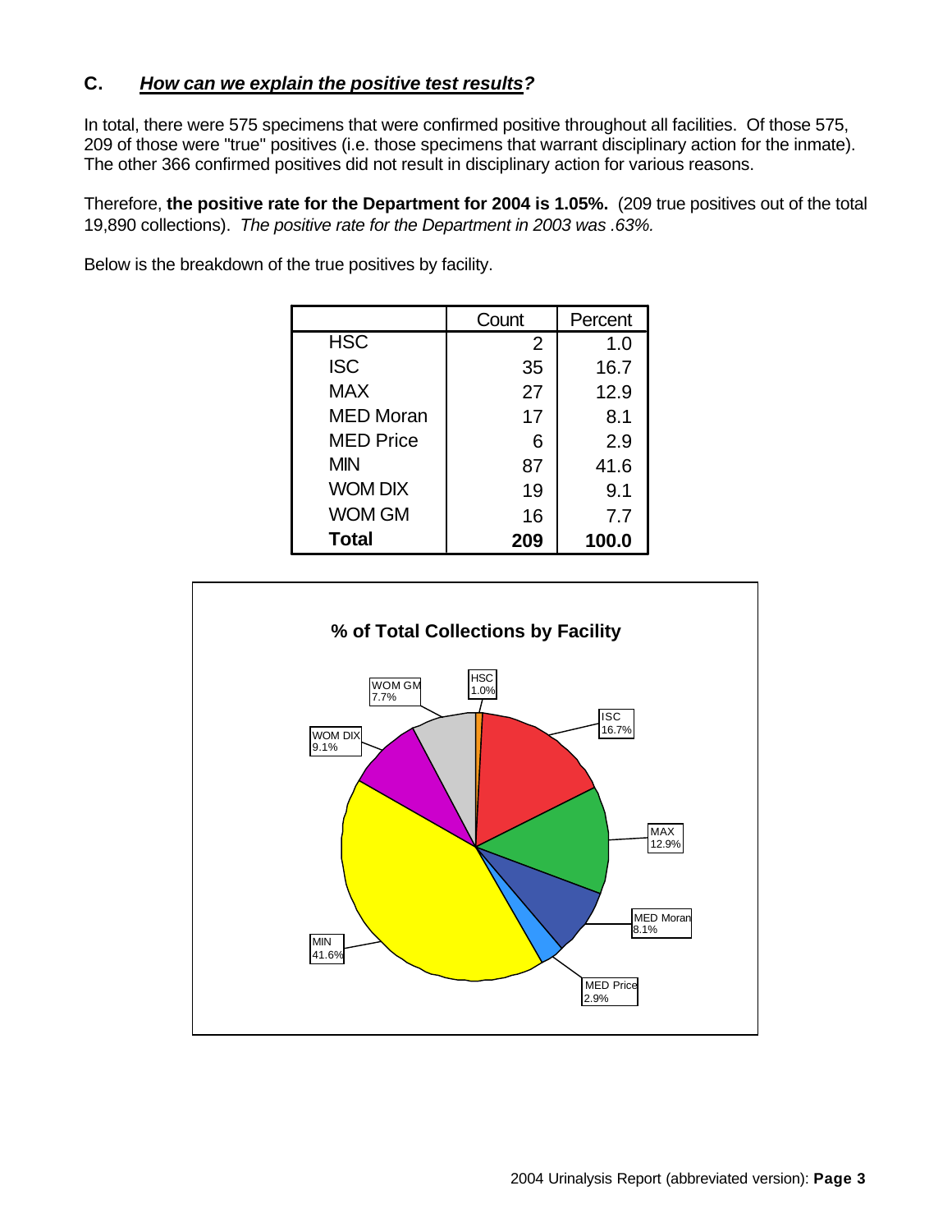## C. *How can we explain the positive test results?*

In total, there were 575 specimens that were confirmed positive throughout all facilities. Of those 575, 209 of those were "true" positives (i.e. those specimens that warrant disciplinary action for the inmate). The other 366 confirmed positives did not result in disciplinary action for various reasons.

Therefore, **the positive rate for the Department for 2004 is 1.05%.** (209 true positives out of the total 19,890 collections). *The positive rate for the Department in 2003 was .63%.*

Below is the breakdown of the true positives by facility.

| | Count | Percent |
|---|---|---|
| HSC | 2 | 1.0 |
| ISC | 35 | 16.7 |
| MAX | 27 | 12.9 |
| MED Moran | 17 | 8.1 |
| MED Price | 6 | 2.9 |
| MIN | 87 | 41.6 |
| WOM DIX | 19 | 9.1 |
| WOM GM | 16 | 7.7 |
| **Total** | **209** | **100.0** |

**% of Total Collections by Facility**

HSC 1.0%, ISC 16.7%, MAX 12.9%, MED Moran 8.1%, MED Price 2.9%, MIN 41.6%, WOM DIX 9.1%, WOM GM 7.7%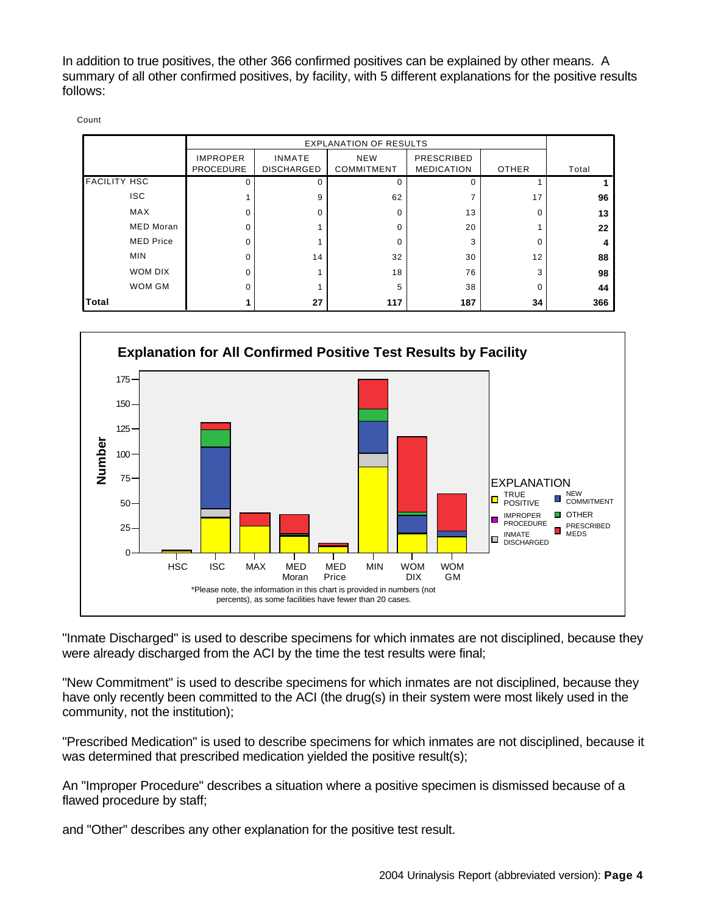In addition to true positives, the other 366 confirmed positives can be explained by other means. A summary of all other confirmed positives, by facility, with 5 different explanations for the positive results follows:

Count

| | | EXPLANATION OF RESULTS | | | | | |
|---|---|---|---|---|---|---|---|
| | | IMPROPER PROCEDURE | INMATE DISCHARGED | NEW COMMITMENT | PRESCRIBED MEDICATION | OTHER | Total |
| FACILITY | HSC | 0 | 0 | 0 | 0 | 1 | **1** |
| | ISC | 1 | 9 | 62 | 7 | 17 | **96** |
| | MAX | 0 | 0 | 0 | 13 | 0 | **13** |
| | MED Moran | 0 | 1 | 0 | 20 | 1 | **22** |
| | MED Price | 0 | 1 | 0 | 3 | 0 | **4** |
| | MIN | 0 | 14 | 32 | 30 | 12 | **88** |
| | WOM DIX | 0 | 1 | 18 | 76 | 3 | **98** |
| | WOM GM | 0 | 1 | 5 | 38 | 0 | **44** |
| **Total** | | **1** | **27** | **117** | **187** | **34** | **366** |

**Explanation for All Confirmed Positive Test Results by Facility**

*Please note, the information in this chart is provided in numbers (not percents), as some facilities have fewer than 20 cases.

"Inmate Discharged" is used to describe specimens for which inmates are not disciplined, because they were already discharged from the ACI by the time the test results were final;

"New Commitment" is used to describe specimens for which inmates are not disciplined, because they have only recently been committed to the ACI (the drug(s) in their system were most likely used in the community, not the institution);

"Prescribed Medication" is used to describe specimens for which inmates are not disciplined, because it was determined that prescribed medication yielded the positive result(s);

An "Improper Procedure" describes a situation where a positive specimen is dismissed because of a flawed procedure by staff;

and "Other" describes any other explanation for the positive test result.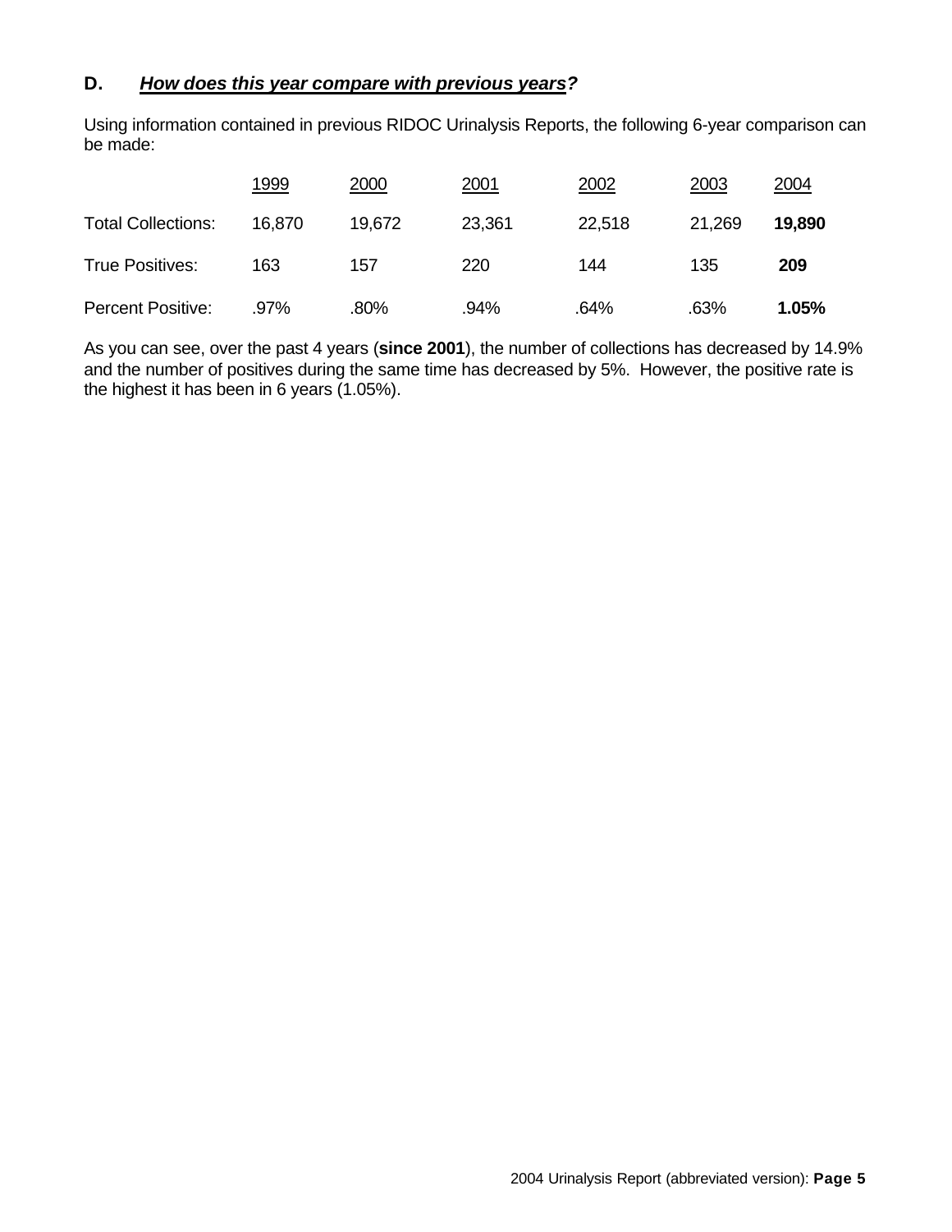### D. ***How does this year compare with previous years?***

Using information contained in previous RIDOC Urinalysis Reports, the following 6-year comparison can be made:

| | 1999 | 2000 | 2001 | 2002 | 2003 | 2004 |
|---|---|---|---|---|---|---|
| Total Collections: | 16,870 | 19,672 | 23,361 | 22,518 | 21,269 | **19,890** |
| True Positives: | 163 | 157 | 220 | 144 | 135 | **209** |
| Percent Positive: | .97% | .80% | .94% | .64% | .63% | **1.05%** |

As you can see, over the past 4 years (**since 2001**), the number of collections has decreased by 14.9% and the number of positives during the same time has decreased by 5%. However, the positive rate is the highest it has been in 6 years (1.05%).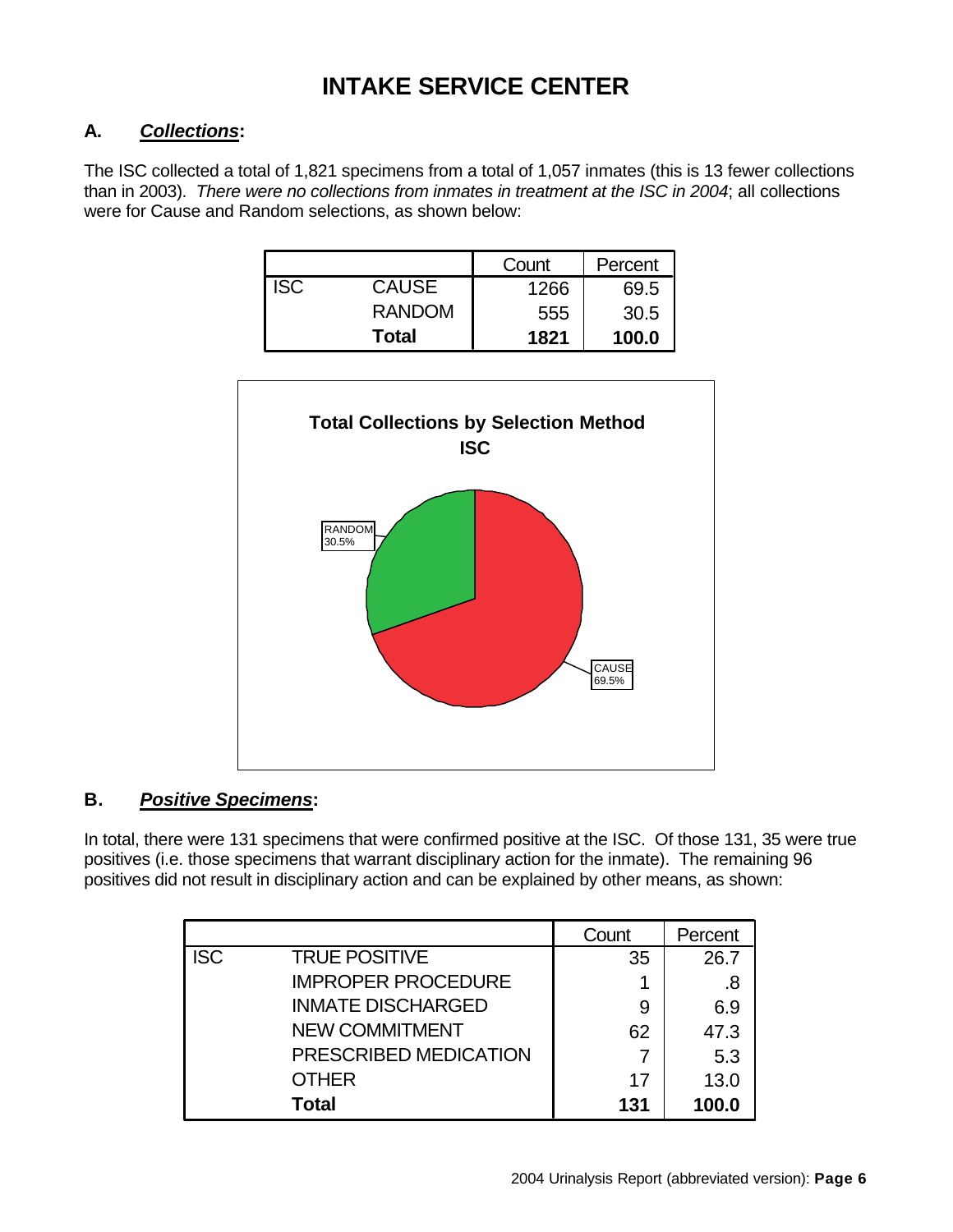# INTAKE SERVICE CENTER

## A. *Collections*:

The ISC collected a total of 1,821 specimens from a total of 1,057 inmates (this is 13 fewer collections than in 2003). *There were no collections from inmates in treatment at the ISC in 2004*; all collections were for Cause and Random selections, as shown below:

| | | Count | Percent |
|---|---|---|---|
| ISC | CAUSE | 1266 | 69.5 |
| | RANDOM | 555 | 30.5 |
| | **Total** | **1821** | **100.0** |

## B. *Positive Specimens*:

In total, there were 131 specimens that were confirmed positive at the ISC. Of those 131, 35 were true positives (i.e. those specimens that warrant disciplinary action for the inmate). The remaining 96 positives did not result in disciplinary action and can be explained by other means, as shown:

| | | Count | Percent |
|---|---|---|---|
| ISC | TRUE POSITIVE | 35 | 26.7 |
| | IMPROPER PROCEDURE | 1 | .8 |
| | INMATE DISCHARGED | 9 | 6.9 |
| | NEW COMMITMENT | 62 | 47.3 |
| | PRESCRIBED MEDICATION | 7 | 5.3 |
| | OTHER | 17 | 13.0 |
| | **Total** | **131** | **100.0** |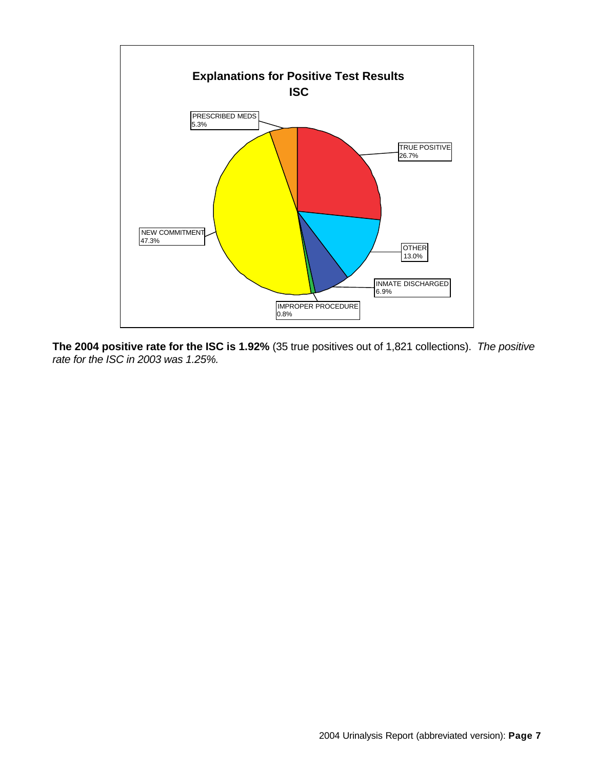**Explanations for Positive Test Results**
**ISC**

| Category | Percentage |
| --- | --- |
| TRUE POSITIVE | 26.7% |
| OTHER | 13.0% |
| INMATE DISCHARGED | 6.9% |
| IMPROPER PROCEDURE | 0.8% |
| NEW COMMITMENT | 47.3% |
| PRESCRIBED MEDS | 5.3% |

**The 2004 positive rate for the ISC is 1.92%** (35 true positives out of 1,821 collections). *The positive rate for the ISC in 2003 was 1.25%.*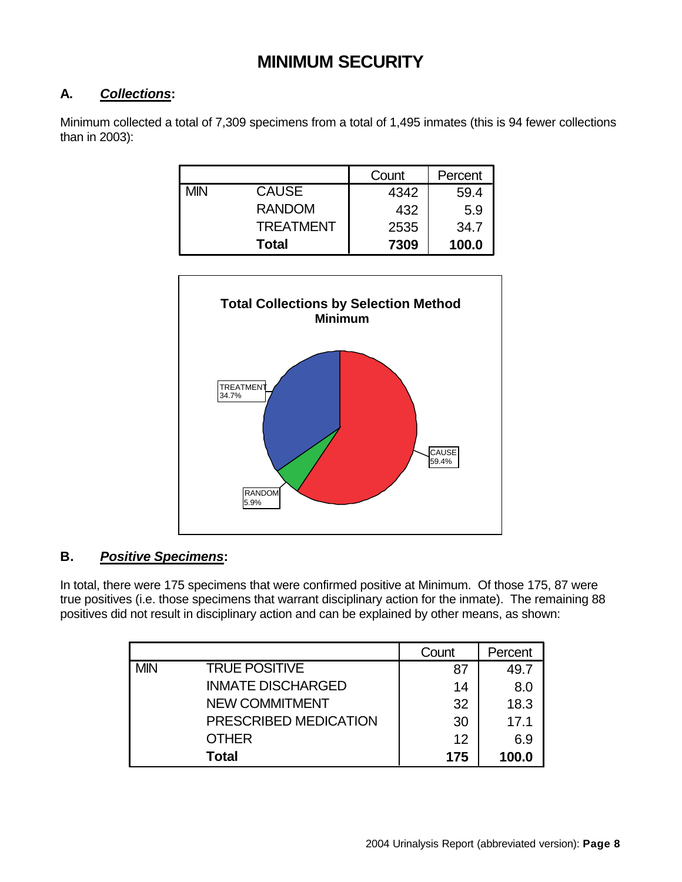# MINIMUM SECURITY

## A. *Collections*:

Minimum collected a total of 7,309 specimens from a total of 1,495 inmates (this is 94 fewer collections than in 2003):

| | | Count | Percent |
|---|---|---|---|
| MIN | CAUSE | 4342 | 59.4 |
| | RANDOM | 432 | 5.9 |
| | TREATMENT | 2535 | 34.7 |
| | **Total** | **7309** | **100.0** |

**Total Collections by Selection Method**
**Minimum**

TREATMENT 34.7%
CAUSE 59.4%
RANDOM 5.9%

## B. *Positive Specimens*:

In total, there were 175 specimens that were confirmed positive at Minimum. Of those 175, 87 were true positives (i.e. those specimens that warrant disciplinary action for the inmate). The remaining 88 positives did not result in disciplinary action and can be explained by other means, as shown:

| | | Count | Percent |
|---|---|---|---|
| MIN | TRUE POSITIVE | 87 | 49.7 |
| | INMATE DISCHARGED | 14 | 8.0 |
| | NEW COMMITMENT | 32 | 18.3 |
| | PRESCRIBED MEDICATION | 30 | 17.1 |
| | OTHER | 12 | 6.9 |
| | **Total** | **175** | **100.0** |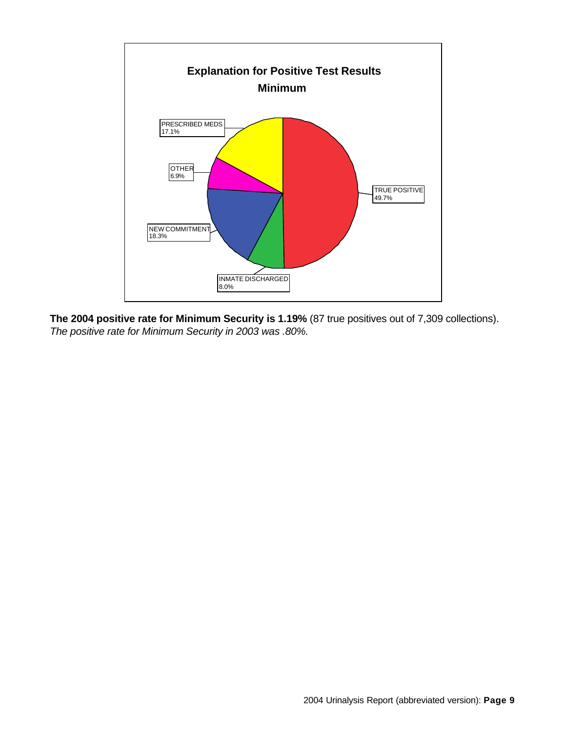**Explanation for Positive Test Results**
**Minimum**

| Category | Percent |
| --- | --- |
| TRUE POSITIVE | 49.7% |
| INMATE DISCHARGED | 8.0% |
| NEW COMMITMENT | 18.3% |
| OTHER | 6.9% |
| PRESCRIBED MEDS | 17.1% |

**The 2004 positive rate for Minimum Security is 1.19%** (87 true positives out of 7,309 collections).
*The positive rate for Minimum Security in 2003 was .80%.*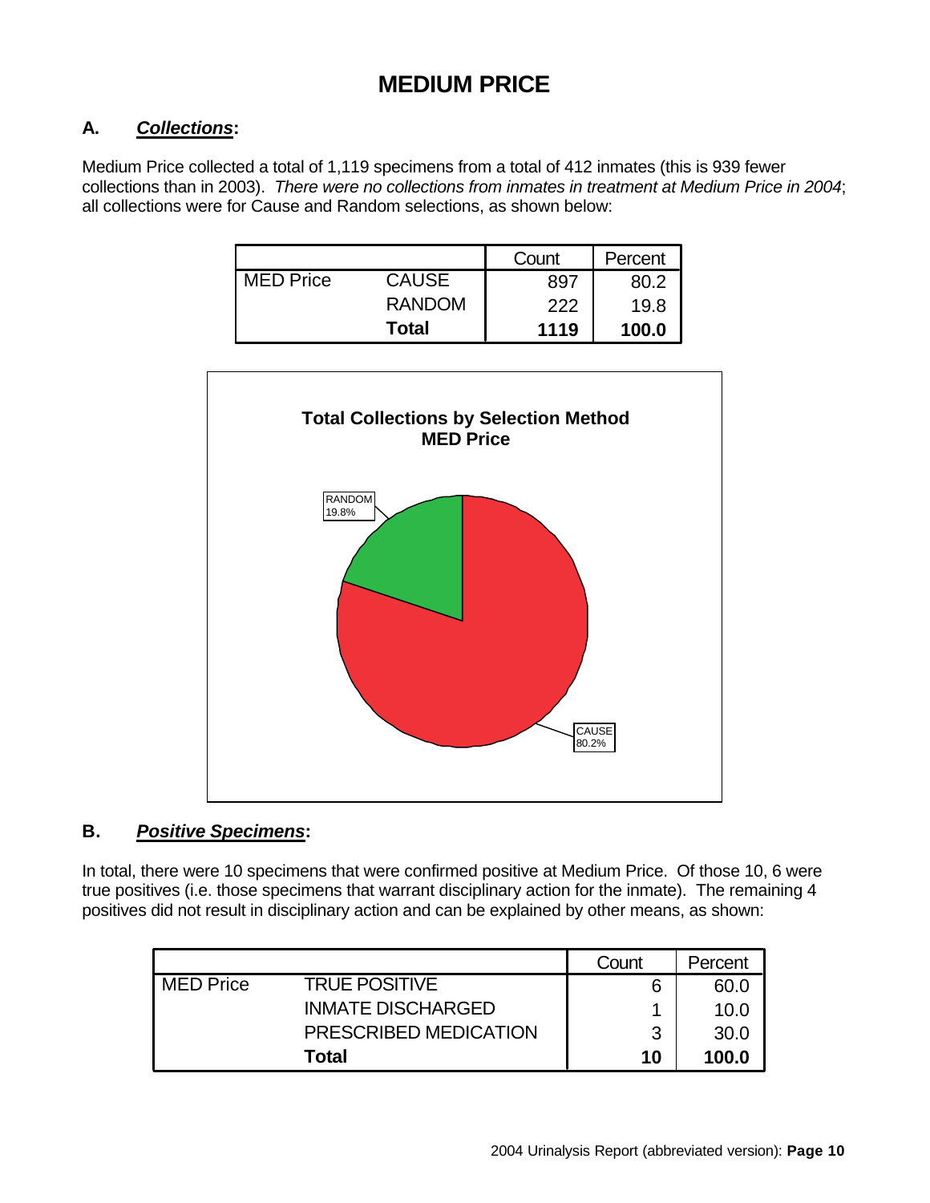# MEDIUM PRICE

## A. *Collections*:

Medium Price collected a total of 1,119 specimens from a total of 412 inmates (this is 939 fewer collections than in 2003). *There were no collections from inmates in treatment at Medium Price in 2004*; all collections were for Cause and Random selections, as shown below:

| | | Count | Percent |
|---|---|---|---|
| MED Price | CAUSE | 897 | 80.2 |
| | RANDOM | 222 | 19.8 |
| | **Total** | **1119** | **100.0** |

**Total Collections by Selection Method**
**MED Price**

RANDOM 19.8%

CAUSE 80.2%

## B. *Positive Specimens*:

In total, there were 10 specimens that were confirmed positive at Medium Price. Of those 10, 6 were true positives (i.e. those specimens that warrant disciplinary action for the inmate). The remaining 4 positives did not result in disciplinary action and can be explained by other means, as shown:

| | | Count | Percent |
|---|---|---|---|
| MED Price | TRUE POSITIVE | 6 | 60.0 |
| | INMATE DISCHARGED | 1 | 10.0 |
| | PRESCRIBED MEDICATION | 3 | 30.0 |
| | **Total** | **10** | **100.0** |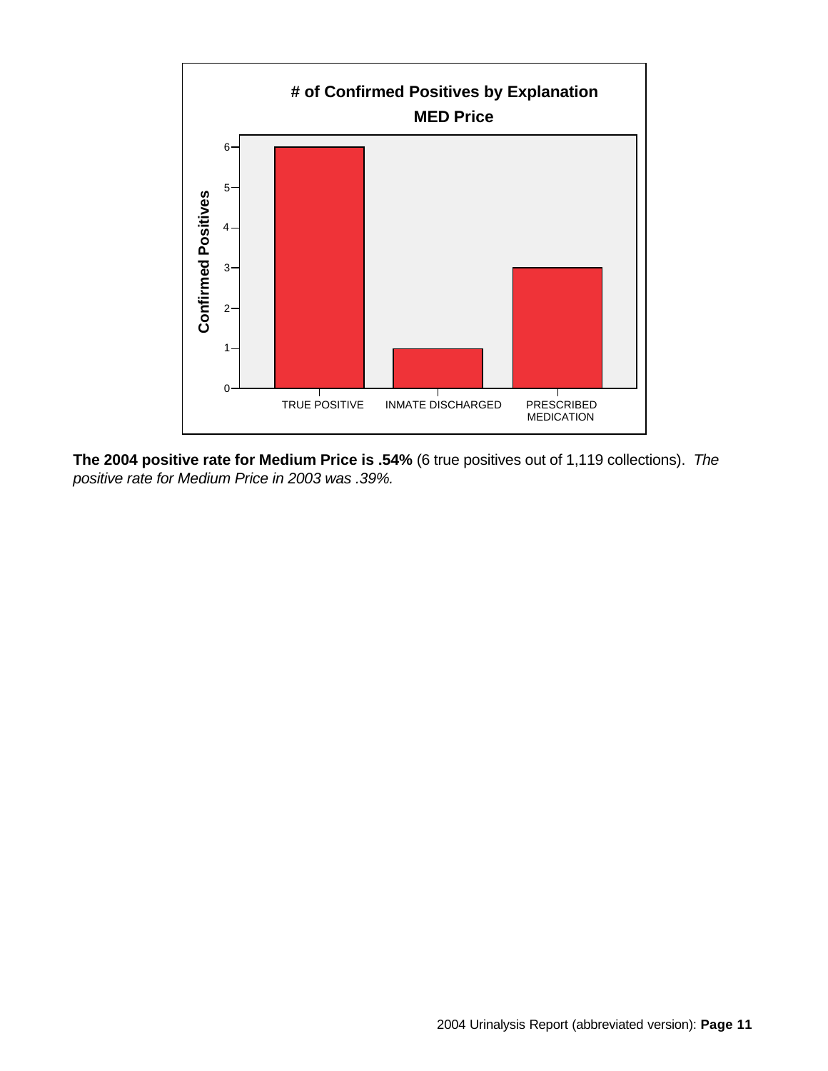# of Confirmed Positives by Explanation
MED Price

| Explanation | Confirmed Positives |
| --- | --- |
| TRUE POSITIVE | 6 |
| INMATE DISCHARGED | 1 |
| PRESCRIBED MEDICATION | 3 |

**The 2004 positive rate for Medium Price is .54%** (6 true positives out of 1,119 collections). *The positive rate for Medium Price in 2003 was .39%.*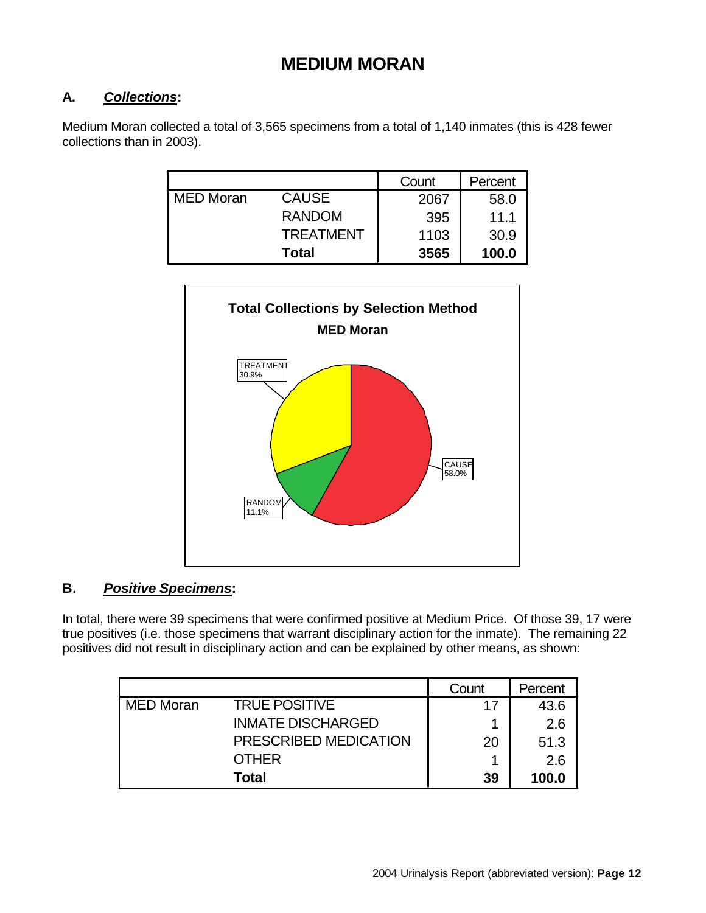# MEDIUM MORAN

## A. ***Collections*:**

Medium Moran collected a total of 3,565 specimens from a total of 1,140 inmates (this is 428 fewer collections than in 2003).

| | | Count | Percent |
|---|---|---|---|
| MED Moran | CAUSE | 2067 | 58.0 |
| | RANDOM | 395 | 11.1 |
| | TREATMENT | 1103 | 30.9 |
| | **Total** | **3565** | **100.0** |

**Total Collections by Selection Method**

**MED Moran**

TREATMENT 30.9%

CAUSE 58.0%

RANDOM 11.1%

## B. ***Positive Specimens*:**

In total, there were 39 specimens that were confirmed positive at Medium Price. Of those 39, 17 were true positives (i.e. those specimens that warrant disciplinary action for the inmate). The remaining 22 positives did not result in disciplinary action and can be explained by other means, as shown:

| | | Count | Percent |
|---|---|---|---|
| MED Moran | TRUE POSITIVE | 17 | 43.6 |
| | INMATE DISCHARGED | 1 | 2.6 |
| | PRESCRIBED MEDICATION | 20 | 51.3 |
| | OTHER | 1 | 2.6 |
| | **Total** | **39** | **100.0** |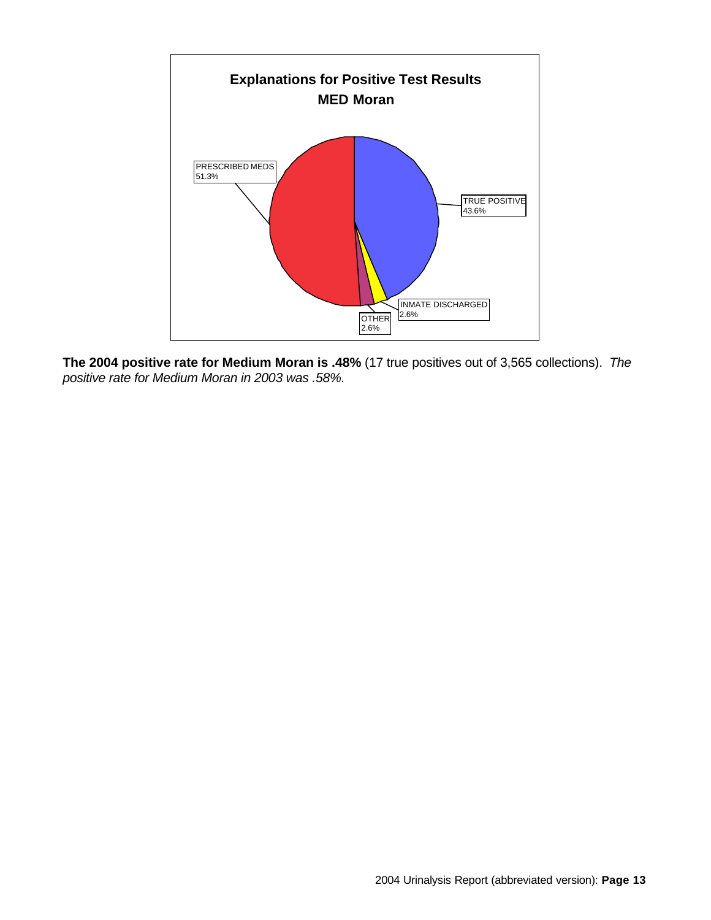**Explanations for Positive Test Results**
**MED Moran**

PRESCRIBED MEDS 51.3%

TRUE POSITIVE 43.6%

INMATE DISCHARGED 2.6%

OTHER 2.6%

**The 2004 positive rate for Medium Moran is .48%** (17 true positives out of 3,565 collections). *The positive rate for Medium Moran in 2003 was .58%.*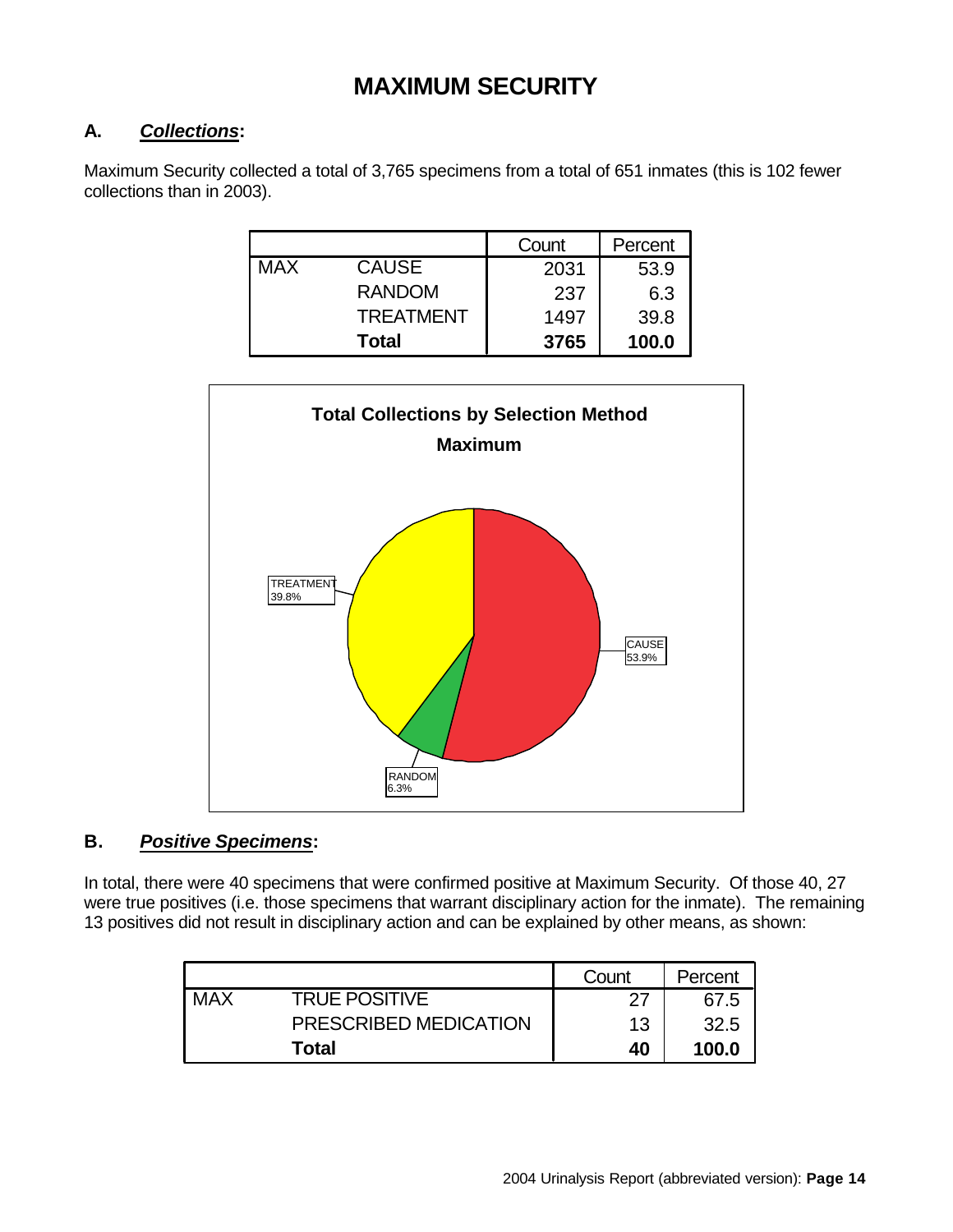# MAXIMUM SECURITY

## A. *Collections*:

Maximum Security collected a total of 3,765 specimens from a total of 651 inmates (this is 102 fewer collections than in 2003).

| | | Count | Percent |
|---|---|---|---|
| MAX | CAUSE | 2031 | 53.9 |
| | RANDOM | 237 | 6.3 |
| | TREATMENT | 1497 | 39.8 |
| | **Total** | **3765** | **100.0** |

**Total Collections by Selection Method**

**Maximum**

TREATMENT 39.8%

CAUSE 53.9%

RANDOM 6.3%

## B. *Positive Specimens*:

In total, there were 40 specimens that were confirmed positive at Maximum Security. Of those 40, 27 were true positives (i.e. those specimens that warrant disciplinary action for the inmate). The remaining 13 positives did not result in disciplinary action and can be explained by other means, as shown:

| | | Count | Percent |
|---|---|---|---|
| MAX | TRUE POSITIVE | 27 | 67.5 |
| | PRESCRIBED MEDICATION | 13 | 32.5 |
| | **Total** | **40** | **100.0** |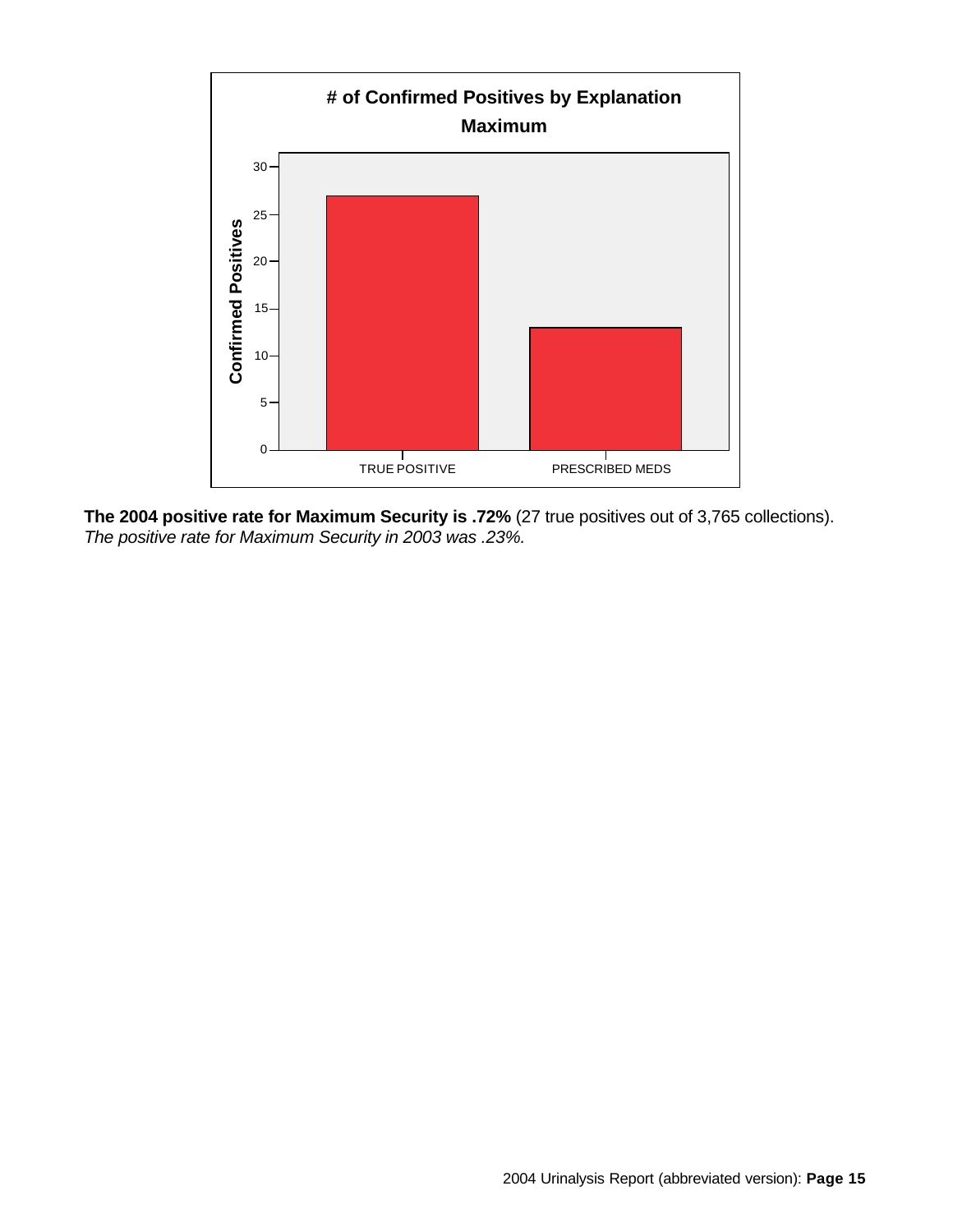**# of Confirmed Positives by Explanation**

**Maximum**

| Explanation | Confirmed Positives |
|---|---|
| TRUE POSITIVE | 27 |
| PRESCRIBED MEDS | 13 |

**The 2004 positive rate for Maximum Security is .72%** (27 true positives out of 3,765 collections).
*The positive rate for Maximum Security in 2003 was .23%.*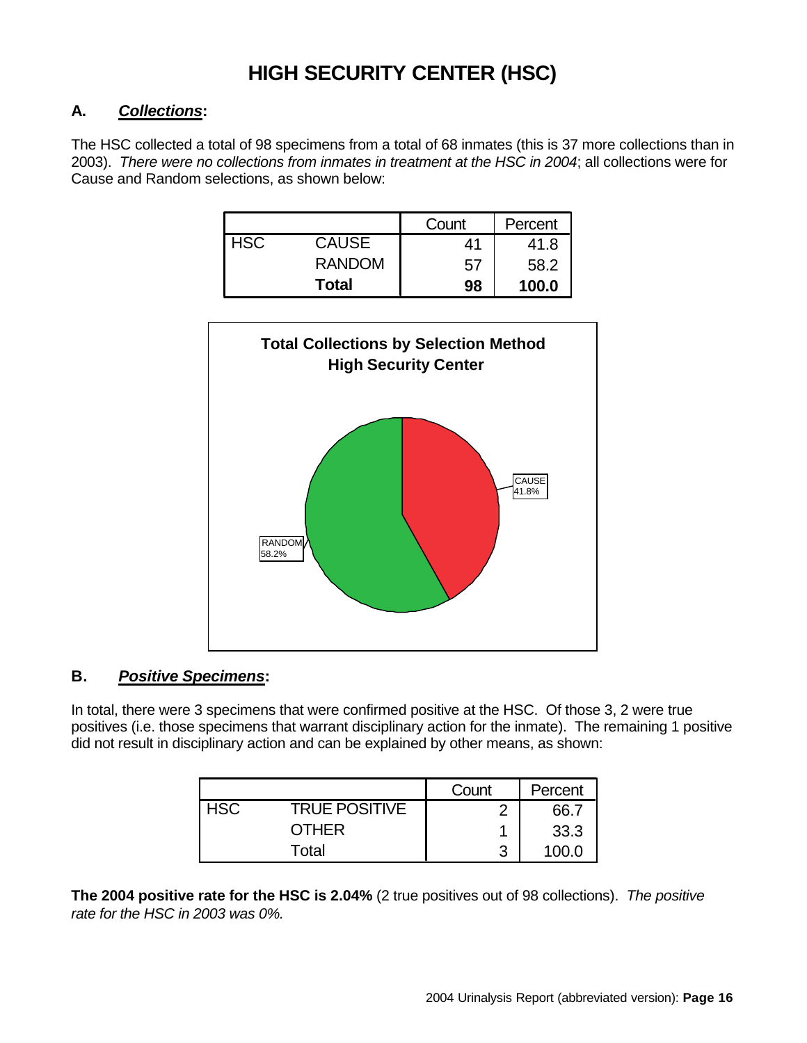# HIGH SECURITY CENTER (HSC)

## A. *Collections*:

The HSC collected a total of 98 specimens from a total of 68 inmates (this is 37 more collections than in 2003). *There were no collections from inmates in treatment at the HSC in 2004*; all collections were for Cause and Random selections, as shown below:

| | | Count | Percent |
|---|---|---|---|
| HSC | CAUSE | 41 | 41.8 |
| | RANDOM | 57 | 58.2 |
| | **Total** | **98** | **100.0** |

**Total Collections by Selection Method**
**High Security Center**

CAUSE 41.8%

RANDOM 58.2%

## B. *Positive Specimens*:

In total, there were 3 specimens that were confirmed positive at the HSC. Of those 3, 2 were true positives (i.e. those specimens that warrant disciplinary action for the inmate). The remaining 1 positive did not result in disciplinary action and can be explained by other means, as shown:

| | | Count | Percent |
|---|---|---|---|
| HSC | TRUE POSITIVE | 2 | 66.7 |
| | OTHER | 1 | 33.3 |
| | Total | 3 | 100.0 |

**The 2004 positive rate for the HSC is 2.04%** (2 true positives out of 98 collections). *The positive rate for the HSC in 2003 was 0%.*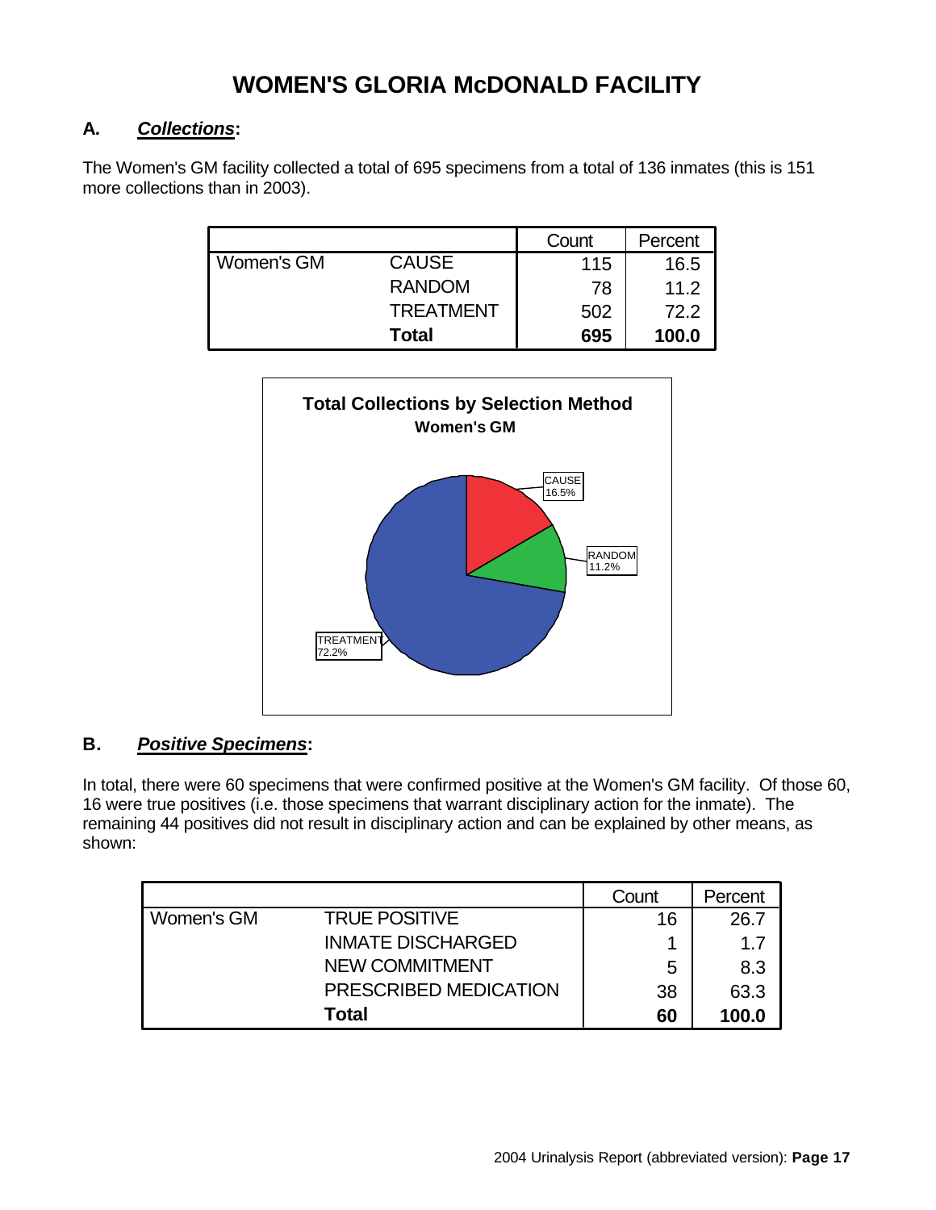# WOMEN'S GLORIA McDONALD FACILITY

## A. ***Collections*:**

The Women's GM facility collected a total of 695 specimens from a total of 136 inmates (this is 151 more collections than in 2003).

| | | Count | Percent |
|---|---|---|---|
| Women's GM | CAUSE | 115 | 16.5 |
| | RANDOM | 78 | 11.2 |
| | TREATMENT | 502 | 72.2 |
| | **Total** | **695** | **100.0** |

**Total Collections by Selection Method**
**Women's GM**

CAUSE 16.5%
RANDOM 11.2%
TREATMENT 72.2%

## B. ***Positive Specimens*:**

In total, there were 60 specimens that were confirmed positive at the Women's GM facility. Of those 60, 16 were true positives (i.e. those specimens that warrant disciplinary action for the inmate). The remaining 44 positives did not result in disciplinary action and can be explained by other means, as shown:

| | | Count | Percent |
|---|---|---|---|
| Women's GM | TRUE POSITIVE | 16 | 26.7 |
| | INMATE DISCHARGED | 1 | 1.7 |
| | NEW COMMITMENT | 5 | 8.3 |
| | PRESCRIBED MEDICATION | 38 | 63.3 |
| | **Total** | **60** | **100.0** |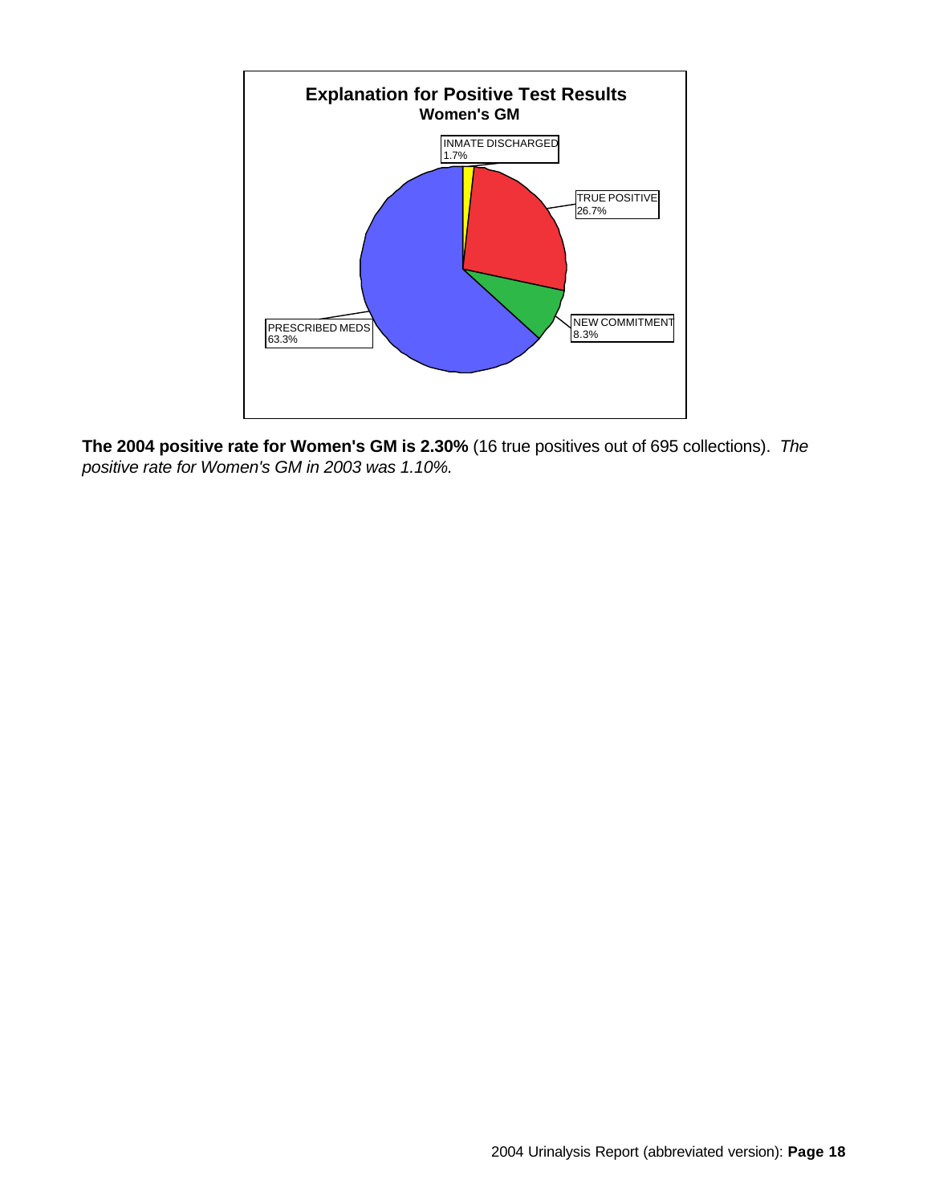**Explanation for Positive Test Results**
**Women's GM**

| Category | Percentage |
|---|---|
| INMATE DISCHARGED | 1.7% |
| TRUE POSITIVE | 26.7% |
| NEW COMMITMENT | 8.3% |
| PRESCRIBED MEDS | 63.3% |

**The 2004 positive rate for Women's GM is 2.30%** (16 true positives out of 695 collections). *The positive rate for Women's GM in 2003 was 1.10%.*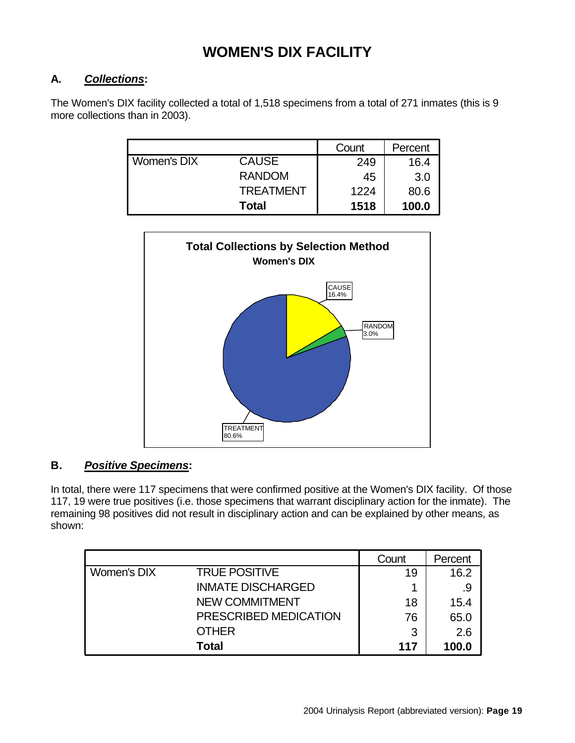# WOMEN'S DIX FACILITY

## A. *Collections*:

The Women's DIX facility collected a total of 1,518 specimens from a total of 271 inmates (this is 9 more collections than in 2003).

| | | Count | Percent |
|---|---|---|---|
| Women's DIX | CAUSE | 249 | 16.4 |
| | RANDOM | 45 | 3.0 |
| | TREATMENT | 1224 | 80.6 |
| | **Total** | **1518** | **100.0** |

**Total Collections by Selection Method**
**Women's DIX**

CAUSE 16.4%
RANDOM 3.0%
TREATMENT 80.6%

## B. *Positive Specimens*:

In total, there were 117 specimens that were confirmed positive at the Women's DIX facility. Of those 117, 19 were true positives (i.e. those specimens that warrant disciplinary action for the inmate). The remaining 98 positives did not result in disciplinary action and can be explained by other means, as shown:

| | | Count | Percent |
|---|---|---|---|
| Women's DIX | TRUE POSITIVE | 19 | 16.2 |
| | INMATE DISCHARGED | 1 | .9 |
| | NEW COMMITMENT | 18 | 15.4 |
| | PRESCRIBED MEDICATION | 76 | 65.0 |
| | OTHER | 3 | 2.6 |
| | **Total** | **117** | **100.0** |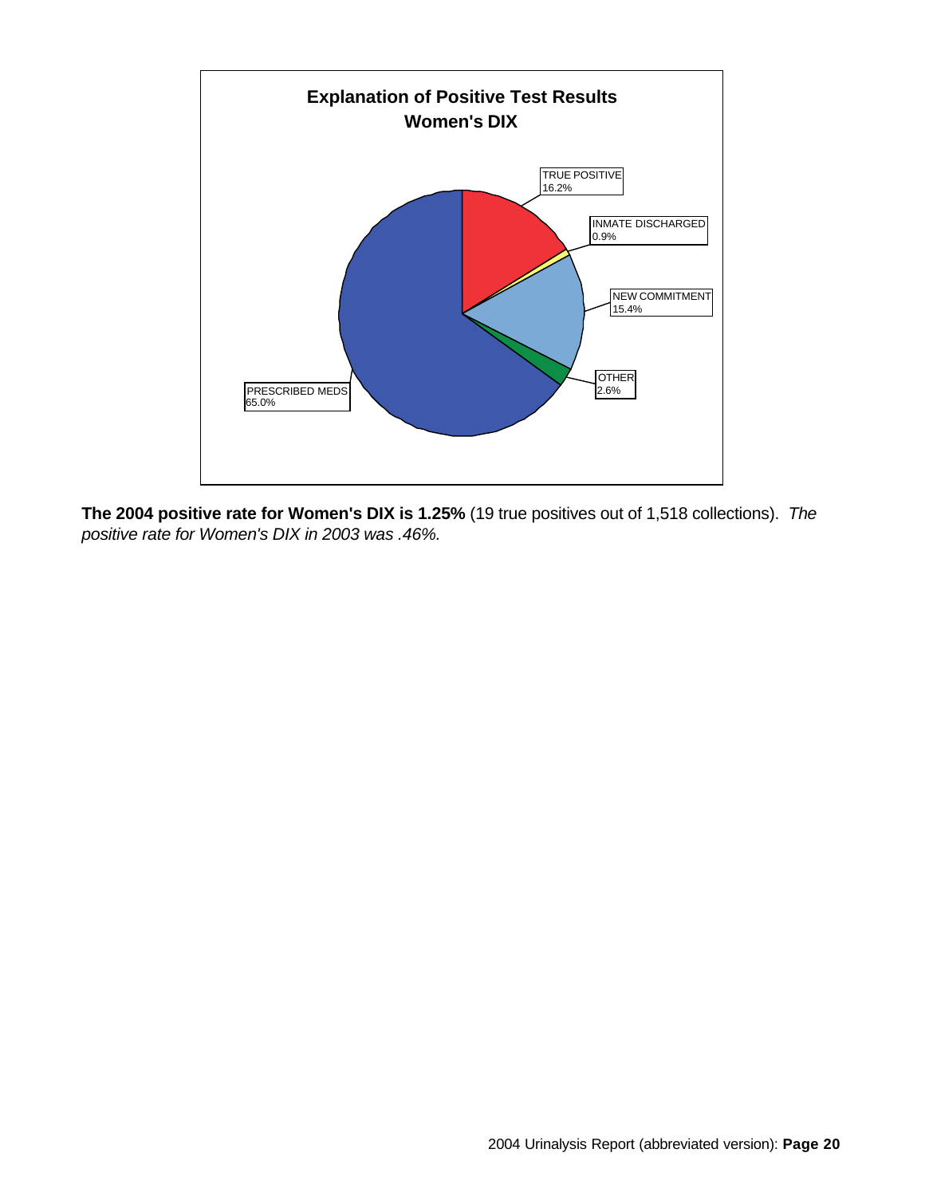**Explanation of Positive Test Results**
**Women's DIX**

| Category | Percentage |
| --- | --- |
| TRUE POSITIVE | 16.2% |
| INMATE DISCHARGED | 0.9% |
| NEW COMMITMENT | 15.4% |
| OTHER | 2.6% |
| PRESCRIBED MEDS | 65.0% |

**The 2004 positive rate for Women's DIX is 1.25%** (19 true positives out of 1,518 collections). *The positive rate for Women's DIX in 2003 was .46%.*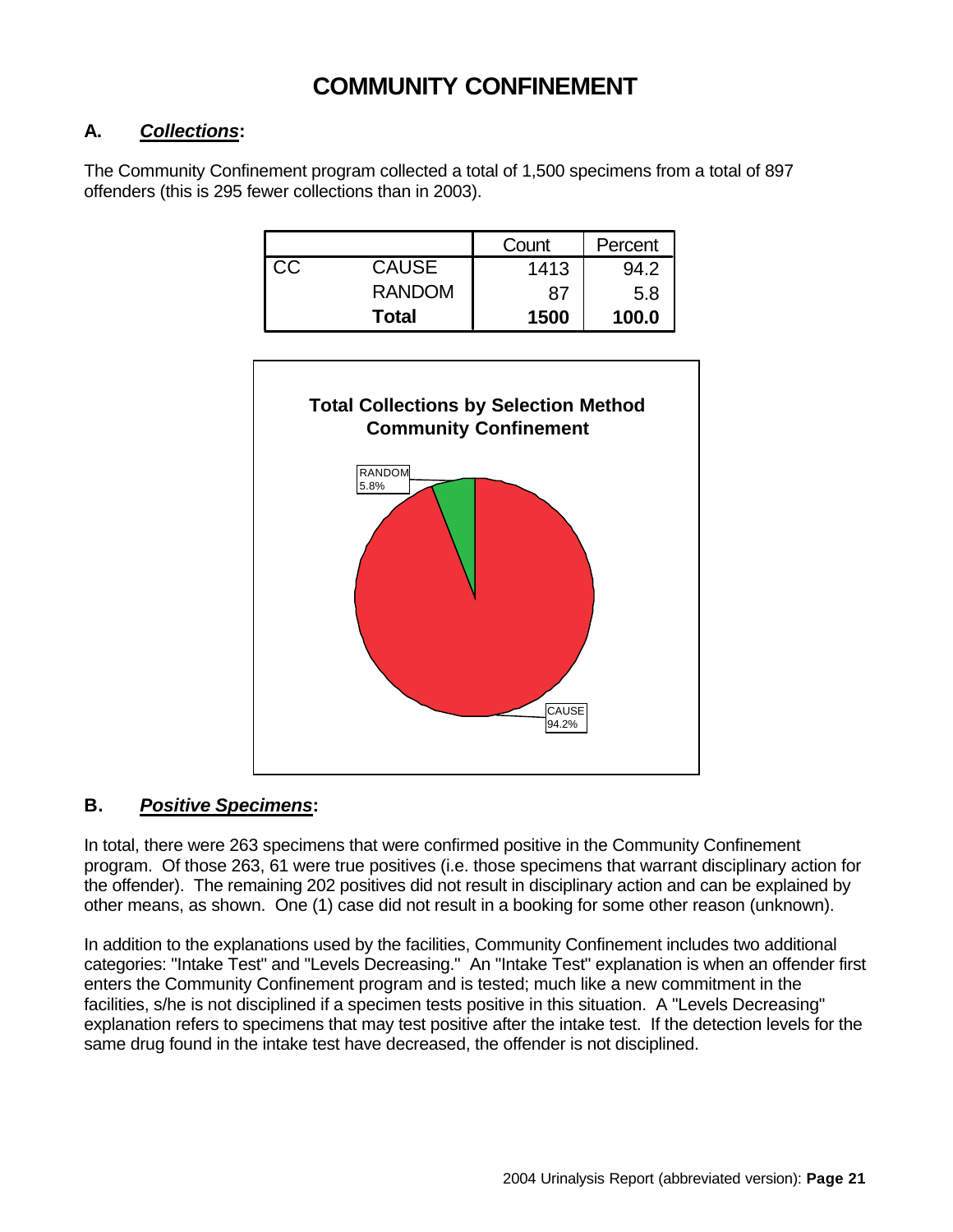# COMMUNITY CONFINEMENT

## A. *Collections*:

The Community Confinement program collected a total of 1,500 specimens from a total of 897 offenders (this is 295 fewer collections than in 2003).

| | | Count | Percent |
|---|---|---|---|
| CC | CAUSE | 1413 | 94.2 |
| | RANDOM | 87 | 5.8 |
| | **Total** | **1500** | **100.0** |

**Total Collections by Selection Method**
**Community Confinement**

RANDOM 5.8%

CAUSE 94.2%

## B. *Positive Specimens*:

In total, there were 263 specimens that were confirmed positive in the Community Confinement program. Of those 263, 61 were true positives (i.e. those specimens that warrant disciplinary action for the offender). The remaining 202 positives did not result in disciplinary action and can be explained by other means, as shown. One (1) case did not result in a booking for some other reason (unknown).

In addition to the explanations used by the facilities, Community Confinement includes two additional categories: "Intake Test" and "Levels Decreasing." An "Intake Test" explanation is when an offender first enters the Community Confinement program and is tested; much like a new commitment in the facilities, s/he is not disciplined if a specimen tests positive in this situation. A "Levels Decreasing" explanation refers to specimens that may test positive after the intake test. If the detection levels for the same drug found in the intake test have decreased, the offender is not disciplined.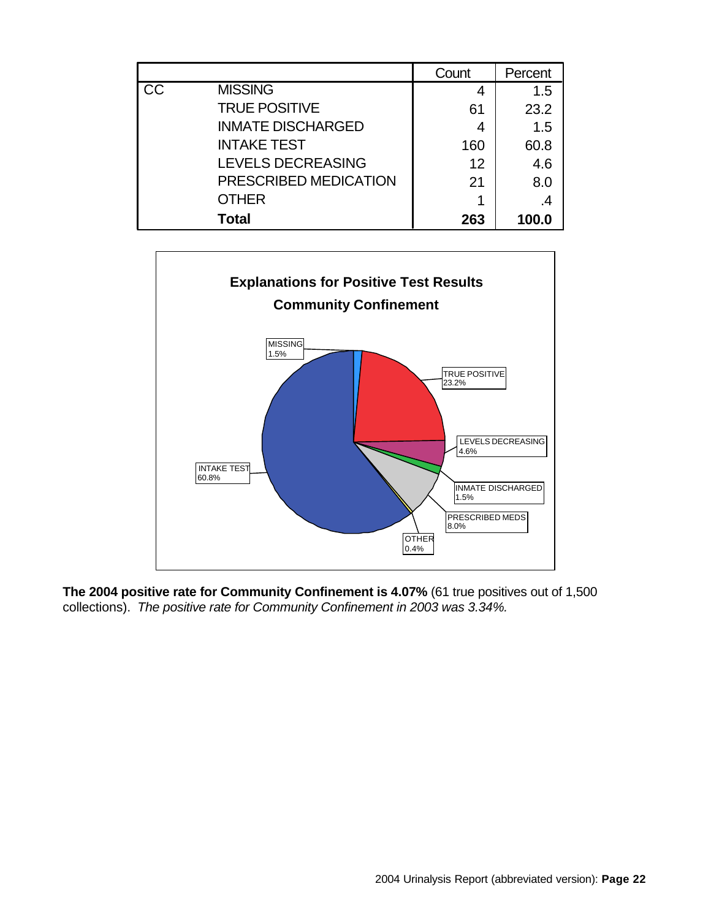| | | Count | Percent |
|---|---|---|---|
| CC | MISSING | 4 | 1.5 |
| | TRUE POSITIVE | 61 | 23.2 |
| | INMATE DISCHARGED | 4 | 1.5 |
| | INTAKE TEST | 160 | 60.8 |
| | LEVELS DECREASING | 12 | 4.6 |
| | PRESCRIBED MEDICATION | 21 | 8.0 |
| | OTHER | 1 | .4 |
| | **Total** | **263** | **100.0** |

**Explanations for Positive Test Results**
**Community Confinement**

MISSING 1.5%
TRUE POSITIVE 23.2%
LEVELS DECREASING 4.6%
INMATE DISCHARGED 1.5%
PRESCRIBED MEDS 8.0%
OTHER 0.4%
INTAKE TEST 60.8%

**The 2004 positive rate for Community Confinement is 4.07%** (61 true positives out of 1,500 collections). *The positive rate for Community Confinement in 2003 was 3.34%.*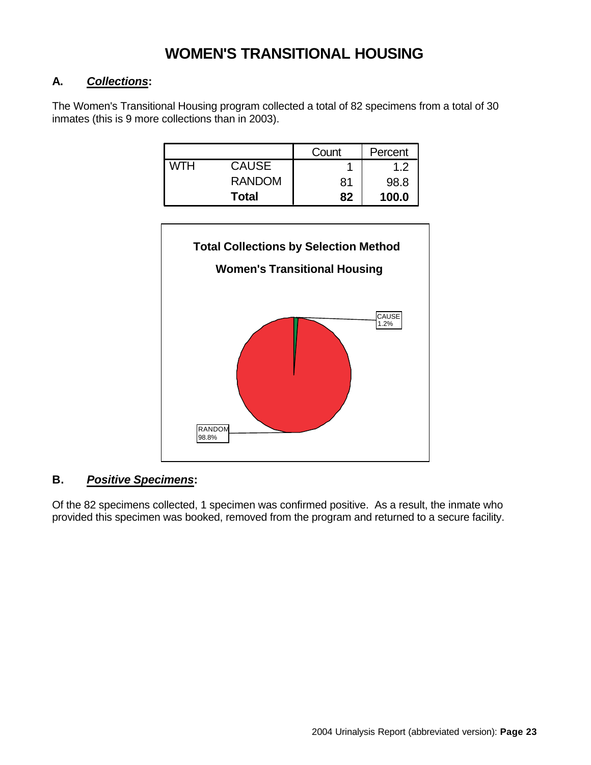# WOMEN'S TRANSITIONAL HOUSING

## A. *Collections*:

The Women's Transitional Housing program collected a total of 82 specimens from a total of 30 inmates (this is 9 more collections than in 2003).

| | | Count | Percent |
|---|---|---|---|
| WTH | CAUSE | 1 | 1.2 |
| | RANDOM | 81 | 98.8 |
| | **Total** | **82** | **100.0** |

**Total Collections by Selection Method**

**Women's Transitional Housing**

CAUSE 1.2%

RANDOM 98.8%

## B. *Positive Specimens*:

Of the 82 specimens collected, 1 specimen was confirmed positive. As a result, the inmate who provided this specimen was booked, removed from the program and returned to a secure facility.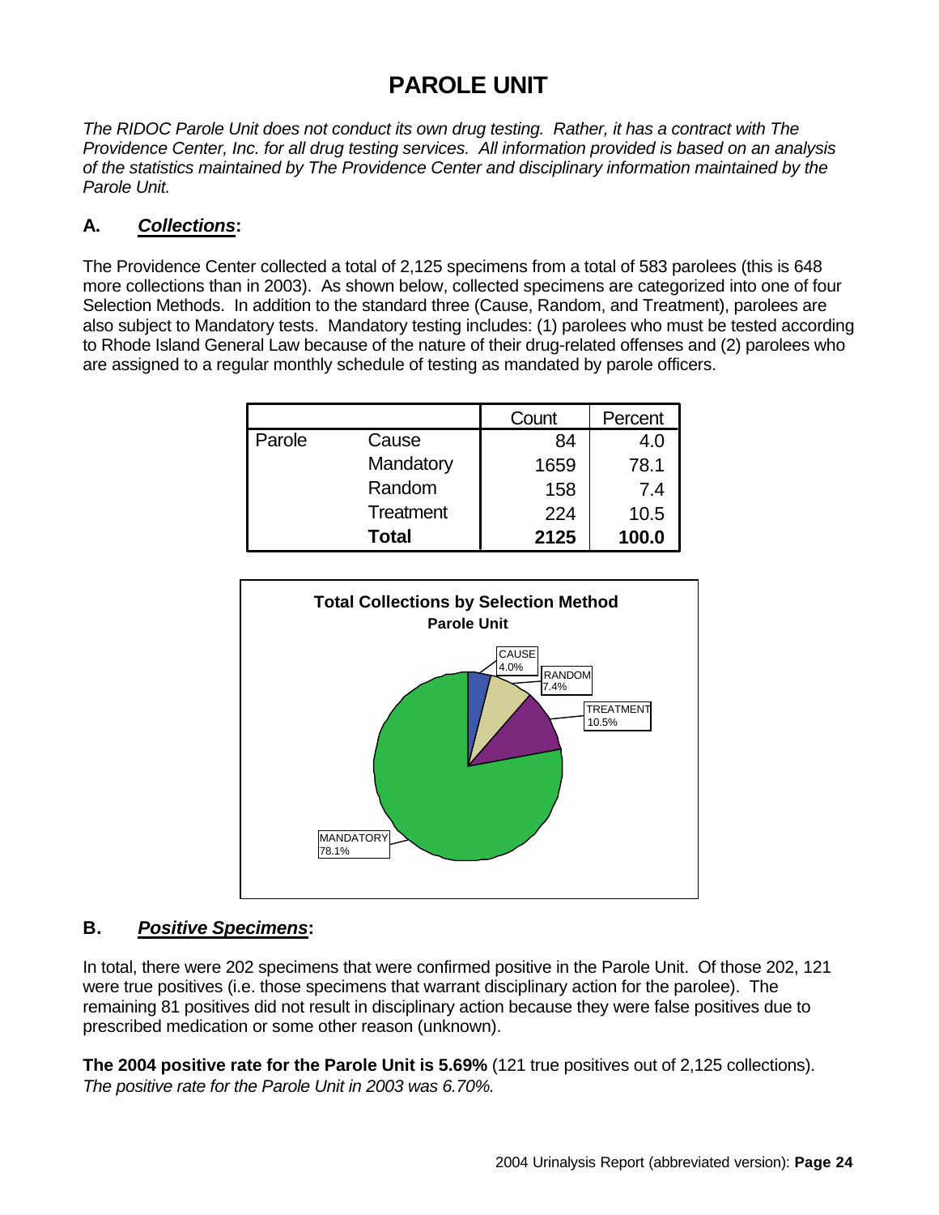# PAROLE UNIT

*The RIDOC Parole Unit does not conduct its own drug testing. Rather, it has a contract with The Providence Center, Inc. for all drug testing services. All information provided is based on an analysis of the statistics maintained by The Providence Center and disciplinary information maintained by the Parole Unit.*

## A. ***Collections*:**

The Providence Center collected a total of 2,125 specimens from a total of 583 parolees (this is 648 more collections than in 2003). As shown below, collected specimens are categorized into one of four Selection Methods. In addition to the standard three (Cause, Random, and Treatment), parolees are also subject to Mandatory tests. Mandatory testing includes: (1) parolees who must be tested according to Rhode Island General Law because of the nature of their drug-related offenses and (2) parolees who are assigned to a regular monthly schedule of testing as mandated by parole officers.

| | | Count | Percent |
|---|---|---|---|
| Parole | Cause | 84 | 4.0 |
| | Mandatory | 1659 | 78.1 |
| | Random | 158 | 7.4 |
| | Treatment | 224 | 10.5 |
| | **Total** | **2125** | **100.0** |

**Total Collections by Selection Method**
**Parole Unit**

CAUSE
4.0%

RANDOM
7.4%

TREATMENT
10.5%

MANDATORY
78.1%

## B. ***Positive Specimens*:**

In total, there were 202 specimens that were confirmed positive in the Parole Unit. Of those 202, 121 were true positives (i.e. those specimens that warrant disciplinary action for the parolee). The remaining 81 positives did not result in disciplinary action because they were false positives due to prescribed medication or some other reason (unknown).

**The 2004 positive rate for the Parole Unit is 5.69%** (121 true positives out of 2,125 collections). *The positive rate for the Parole Unit in 2003 was 6.70%.*